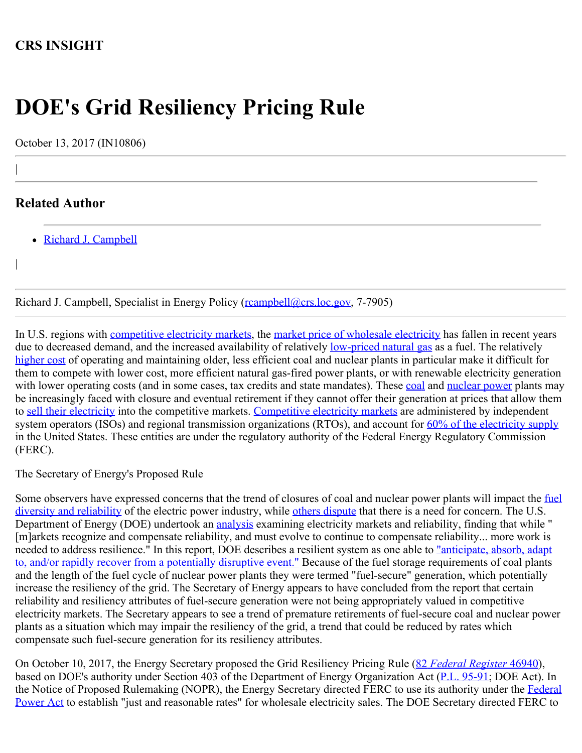**CRS INSIGHT**

# DOE's Grid Resiliency Pricing Rule

October 13, 2017 (IN10806)

## Related Author

- Richard J. Campbell

Richard J. Campbell, Specialist in Energy Policy (rcampbell@crs.loc.gov, 7-7905)

In U.S. regions with competitive electricity markets, the market price of wholesale electricity has fallen in recent years due to decreased demand, and the increased availability of relatively low-priced natural gas as a fuel. The relatively higher cost of operating and maintaining older, less efficient coal and nuclear plants in particular make it difficult for them to compete with lower cost, more efficient natural gas-fired power plants, or with renewable electricity generation with lower operating costs (and in some cases, tax credits and state mandates). These coal and nuclear power plants may be increasingly faced with closure and eventual retirement if they cannot offer their generation at prices that allow them to sell their electricity into the competitive markets. Competitive electricity markets are administered by independent system operators (ISOs) and regional transmission organizations (RTOs), and account for 60% of the electricity supply in the United States. These entities are under the regulatory authority of the Federal Energy Regulatory Commission (FERC).

The Secretary of Energy's Proposed Rule

Some observers have expressed concerns that the trend of closures of coal and nuclear power plants will impact the fuel diversity and reliability of the electric power industry, while others dispute that there is a need for concern. The U.S. Department of Energy (DOE) undertook an analysis examining electricity markets and reliability, finding that while "[m]arkets recognize and compensate reliability, and must evolve to continue to compensate reliability... more work is needed to address resilience." In this report, DOE describes a resilient system as one able to "anticipate, absorb, adapt to, and/or rapidly recover from a potentially disruptive event." Because of the fuel storage requirements of coal plants and the length of the fuel cycle of nuclear power plants they were termed "fuel-secure" generation, which potentially increase the resiliency of the grid. The Secretary of Energy appears to have concluded from the report that certain reliability and resiliency attributes of fuel-secure generation were not being appropriately valued in competitive electricity markets. The Secretary appears to see a trend of premature retirements of fuel-secure coal and nuclear power plants as a situation which may impair the resiliency of the grid, a trend that could be reduced by rates which compensate such fuel-secure generation for its resiliency attributes.

On October 10, 2017, the Energy Secretary proposed the Grid Resiliency Pricing Rule (82 *Federal Register* 46940), based on DOE's authority under Section 403 of the Department of Energy Organization Act (P.L. 95-91; DOE Act). In the Notice of Proposed Rulemaking (NOPR), the Energy Secretary directed FERC to use its authority under the Federal Power Act to establish "just and reasonable rates" for wholesale electricity sales. The DOE Secretary directed FERC to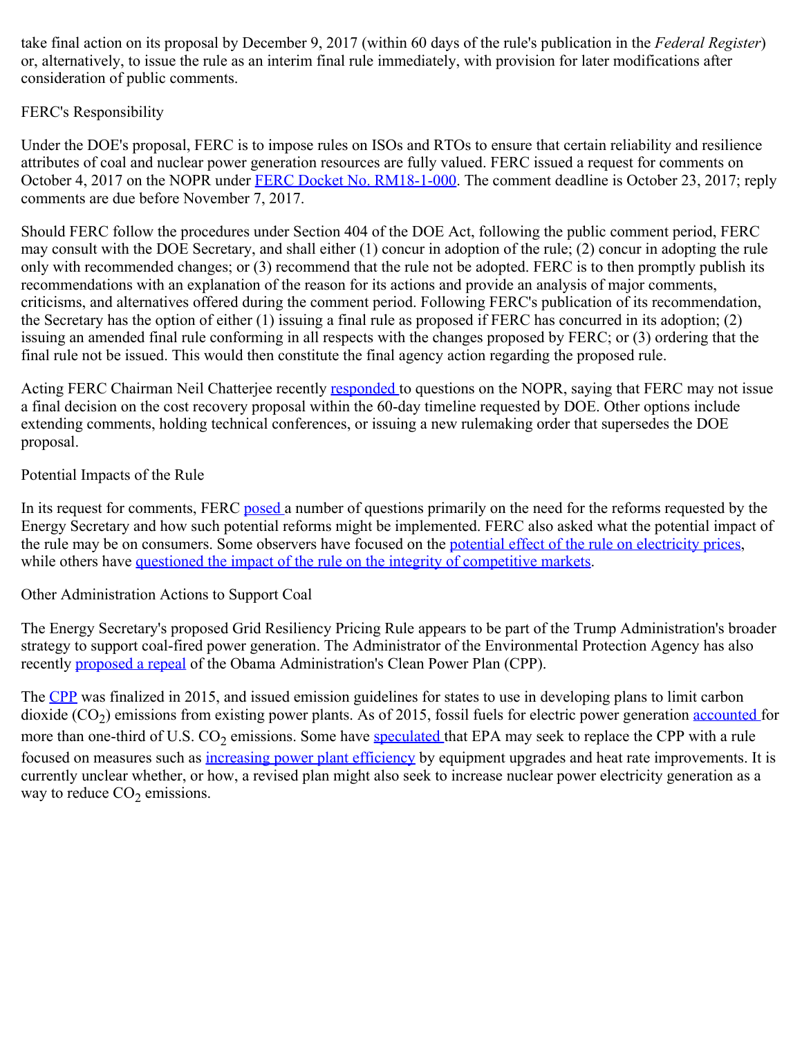take final action on its proposal by December 9, 2017 (within 60 days of the rule's publication in the *Federal Register*) or, alternatively, to issue the rule as an interim final rule immediately, with provision for later modifications after consideration of public comments.

## FERC's Responsibility

Under the DOE's proposal, FERC is to impose rules on ISOs and RTOs to ensure that certain reliability and resilience attributes of coal and nuclear power generation resources are fully valued. FERC issued a request for comments on October 4, 2017 on the NOPR under FERC Docket No. RM18-1-000. The comment deadline is October 23, 2017; reply comments are due before November 7, 2017.

Should FERC follow the procedures under Section 404 of the DOE Act, following the public comment period, FERC may consult with the DOE Secretary, and shall either (1) concur in adoption of the rule; (2) concur in adopting the rule only with recommended changes; or (3) recommend that the rule not be adopted. FERC is to then promptly publish its recommendations with an explanation of the reason for its actions and provide an analysis of major comments, criticisms, and alternatives offered during the comment period. Following FERC's publication of its recommendation, the Secretary has the option of either (1) issuing a final rule as proposed if FERC has concurred in its adoption; (2) issuing an amended final rule conforming in all respects with the changes proposed by FERC; or (3) ordering that the final rule not be issued. This would then constitute the final agency action regarding the proposed rule.

Acting FERC Chairman Neil Chatterjee recently responded to questions on the NOPR, saying that FERC may not issue a final decision on the cost recovery proposal within the 60-day timeline requested by DOE. Other options include extending comments, holding technical conferences, or issuing a new rulemaking order that supersedes the DOE proposal.

## Potential Impacts of the Rule

In its request for comments, FERC posed a number of questions primarily on the need for the reforms requested by the Energy Secretary and how such potential reforms might be implemented. FERC also asked what the potential impact of the rule may be on consumers. Some observers have focused on the potential effect of the rule on electricity prices, while others have questioned the impact of the rule on the integrity of competitive markets.

## Other Administration Actions to Support Coal

The Energy Secretary's proposed Grid Resiliency Pricing Rule appears to be part of the Trump Administration's broader strategy to support coal-fired power generation. The Administrator of the Environmental Protection Agency has also recently proposed a repeal of the Obama Administration's Clean Power Plan (CPP).

The CPP was finalized in 2015, and issued emission guidelines for states to use in developing plans to limit carbon dioxide ($CO_2$) emissions from existing power plants. As of 2015, fossil fuels for electric power generation accounted for more than one-third of U.S. $CO_2$ emissions. Some have speculated that EPA may seek to replace the CPP with a rule focused on measures such as increasing power plant efficiency by equipment upgrades and heat rate improvements. It is currently unclear whether, or how, a revised plan might also seek to increase nuclear power electricity generation as a way to reduce $CO_2$ emissions.